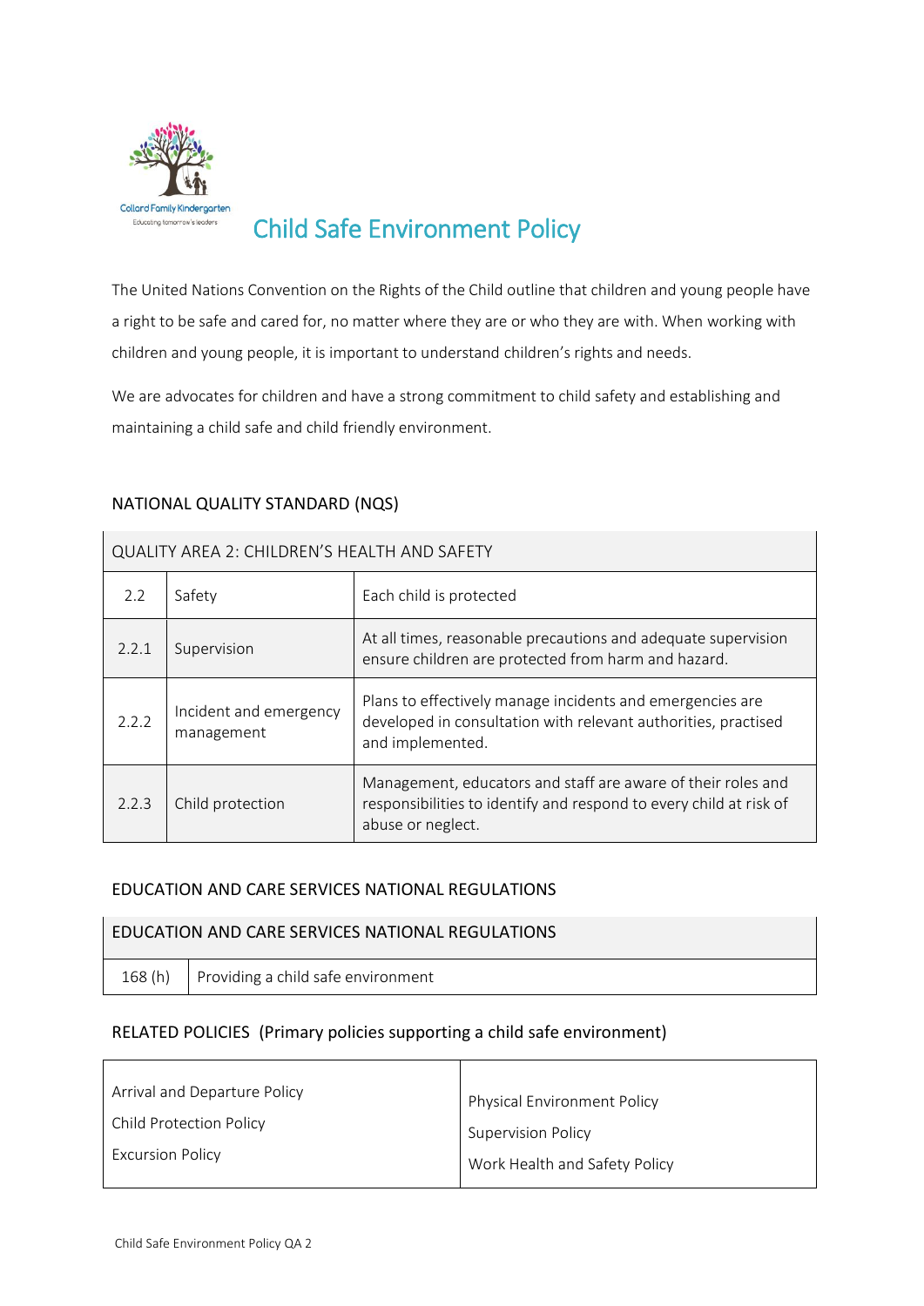# Child Safe Environment Policy

The United Nations Convention on the Rights of the Child outline that children and young people have a right to be safe and cared for, no matter where they are or who they are with. When working with children and young people, it is important to understand children's rights and needs.

We are advocates for children and have a strong commitment to child safety and establishing and maintaining a child safe and child friendly environment.

## NATIONAL QUALITY STANDARD (NQS)

| QUALITY AREA 2: CHILDREN'S HEALTH AND SAFETY | | |
|---|---|---|
| 2.2 | Safety | Each child is protected |
| 2.2.1 | Supervision | At all times, reasonable precautions and adequate supervision ensure children are protected from harm and hazard. |
| 2.2.2 | Incident and emergency management | Plans to effectively manage incidents and emergencies are developed in consultation with relevant authorities, practised and implemented. |
| 2.2.3 | Child protection | Management, educators and staff are aware of their roles and responsibilities to identify and respond to every child at risk of abuse or neglect. |

## EDUCATION AND CARE SERVICES NATIONAL REGULATIONS

| EDUCATION AND CARE SERVICES NATIONAL REGULATIONS | |
|---|---|
| 168 (h) | Providing a child safe environment |

## RELATED POLICIES (Primary policies supporting a child safe environment)

| | |
|---|---|
| Arrival and Departure Policy | Physical Environment Policy |
| Child Protection Policy | Supervision Policy |
| Excursion Policy | Work Health and Safety Policy |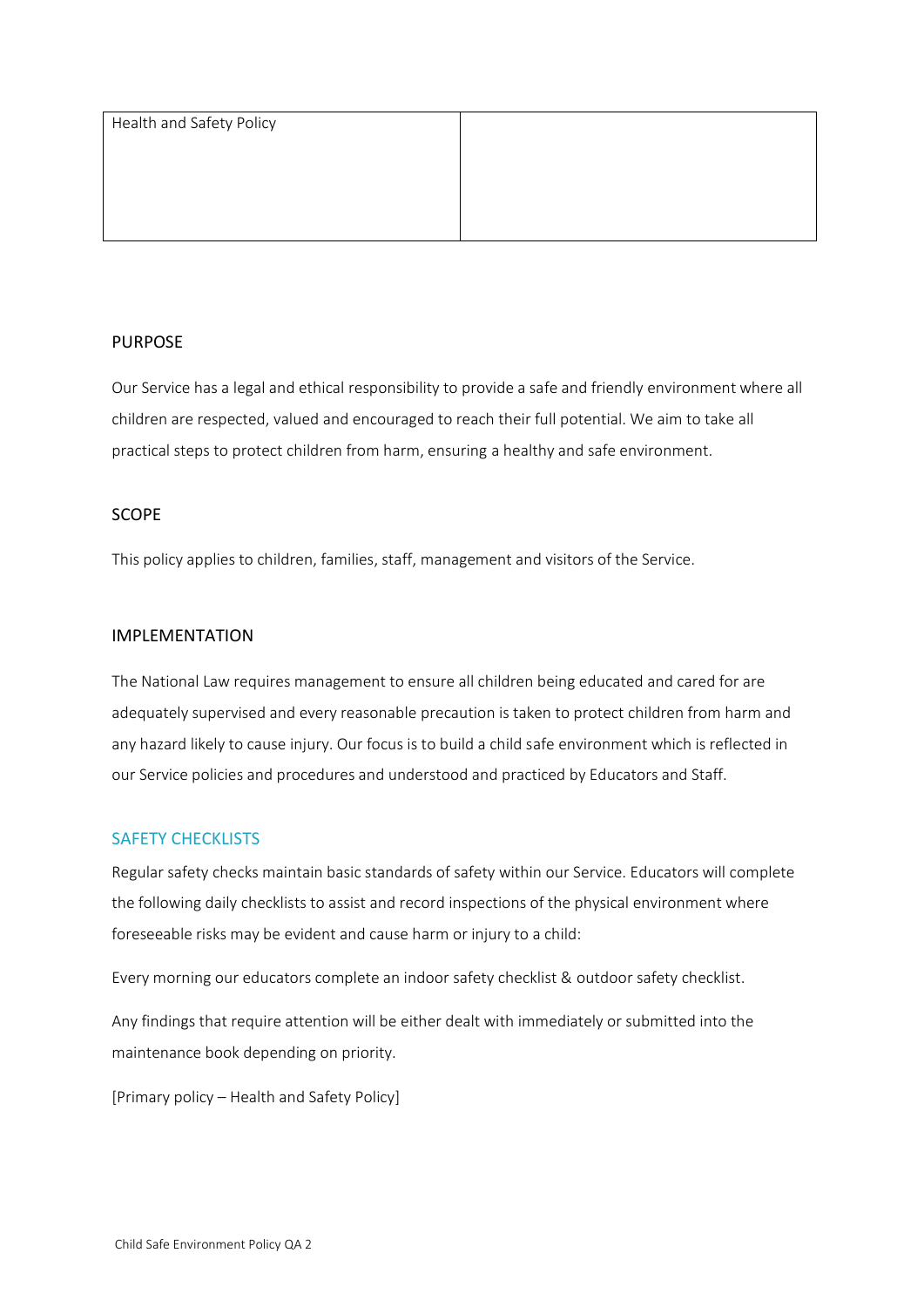| Health and Safety Policy | |
| --- | --- |

## PURPOSE

Our Service has a legal and ethical responsibility to provide a safe and friendly environment where all children are respected, valued and encouraged to reach their full potential. We aim to take all practical steps to protect children from harm, ensuring a healthy and safe environment.

## SCOPE

This policy applies to children, families, staff, management and visitors of the Service.

## IMPLEMENTATION

The National Law requires management to ensure all children being educated and cared for are adequately supervised and every reasonable precaution is taken to protect children from harm and any hazard likely to cause injury. Our focus is to build a child safe environment which is reflected in our Service policies and procedures and understood and practiced by Educators and Staff.

### SAFETY CHECKLISTS

Regular safety checks maintain basic standards of safety within our Service. Educators will complete the following daily checklists to assist and record inspections of the physical environment where foreseeable risks may be evident and cause harm or injury to a child:

Every morning our educators complete an indoor safety checklist & outdoor safety checklist.

Any findings that require attention will be either dealt with immediately or submitted into the maintenance book depending on priority.

[Primary policy – Health and Safety Policy]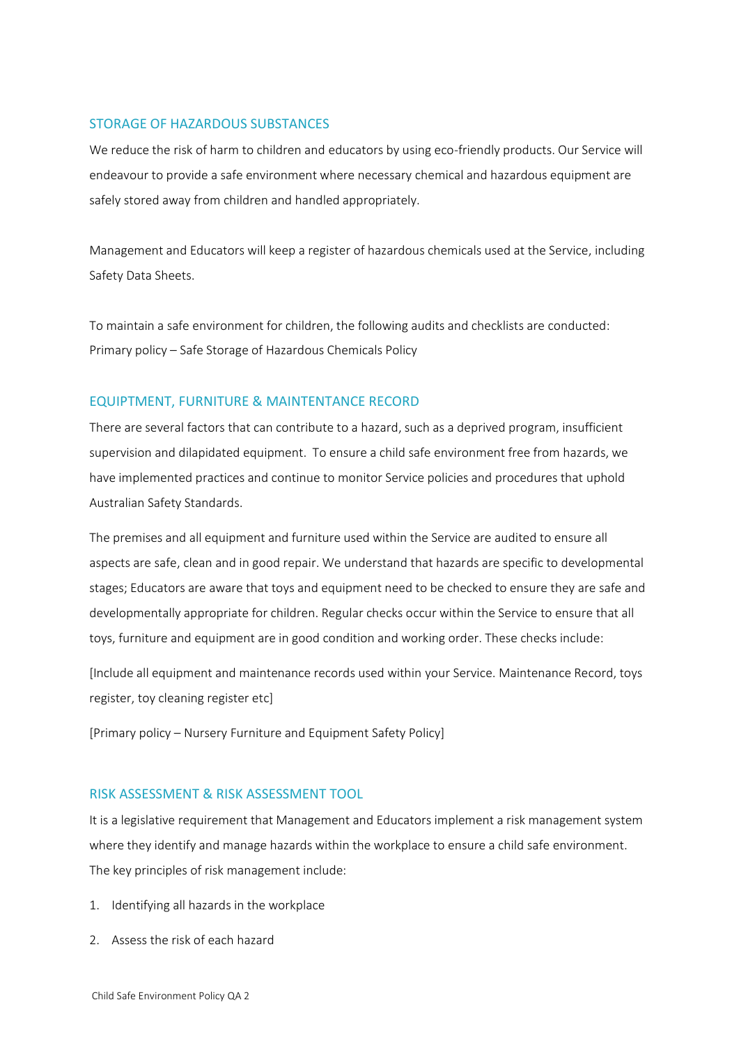## STORAGE OF HAZARDOUS SUBSTANCES

We reduce the risk of harm to children and educators by using eco-friendly products. Our Service will endeavour to provide a safe environment where necessary chemical and hazardous equipment are safely stored away from children and handled appropriately.

Management and Educators will keep a register of hazardous chemicals used at the Service, including Safety Data Sheets.

To maintain a safe environment for children, the following audits and checklists are conducted:
Primary policy – Safe Storage of Hazardous Chemicals Policy

## EQUIPTMENT, FURNITURE & MAINTENTANCE RECORD

There are several factors that can contribute to a hazard, such as a deprived program, insufficient supervision and dilapidated equipment. To ensure a child safe environment free from hazards, we have implemented practices and continue to monitor Service policies and procedures that uphold Australian Safety Standards.

The premises and all equipment and furniture used within the Service are audited to ensure all aspects are safe, clean and in good repair. We understand that hazards are specific to developmental stages; Educators are aware that toys and equipment need to be checked to ensure they are safe and developmentally appropriate for children. Regular checks occur within the Service to ensure that all toys, furniture and equipment are in good condition and working order. These checks include:

[Include all equipment and maintenance records used within your Service. Maintenance Record, toys register, toy cleaning register etc]

[Primary policy – Nursery Furniture and Equipment Safety Policy]

## RISK ASSESSMENT & RISK ASSESSMENT TOOL

It is a legislative requirement that Management and Educators implement a risk management system where they identify and manage hazards within the workplace to ensure a child safe environment. The key principles of risk management include:

1. Identifying all hazards in the workplace
2. Assess the risk of each hazard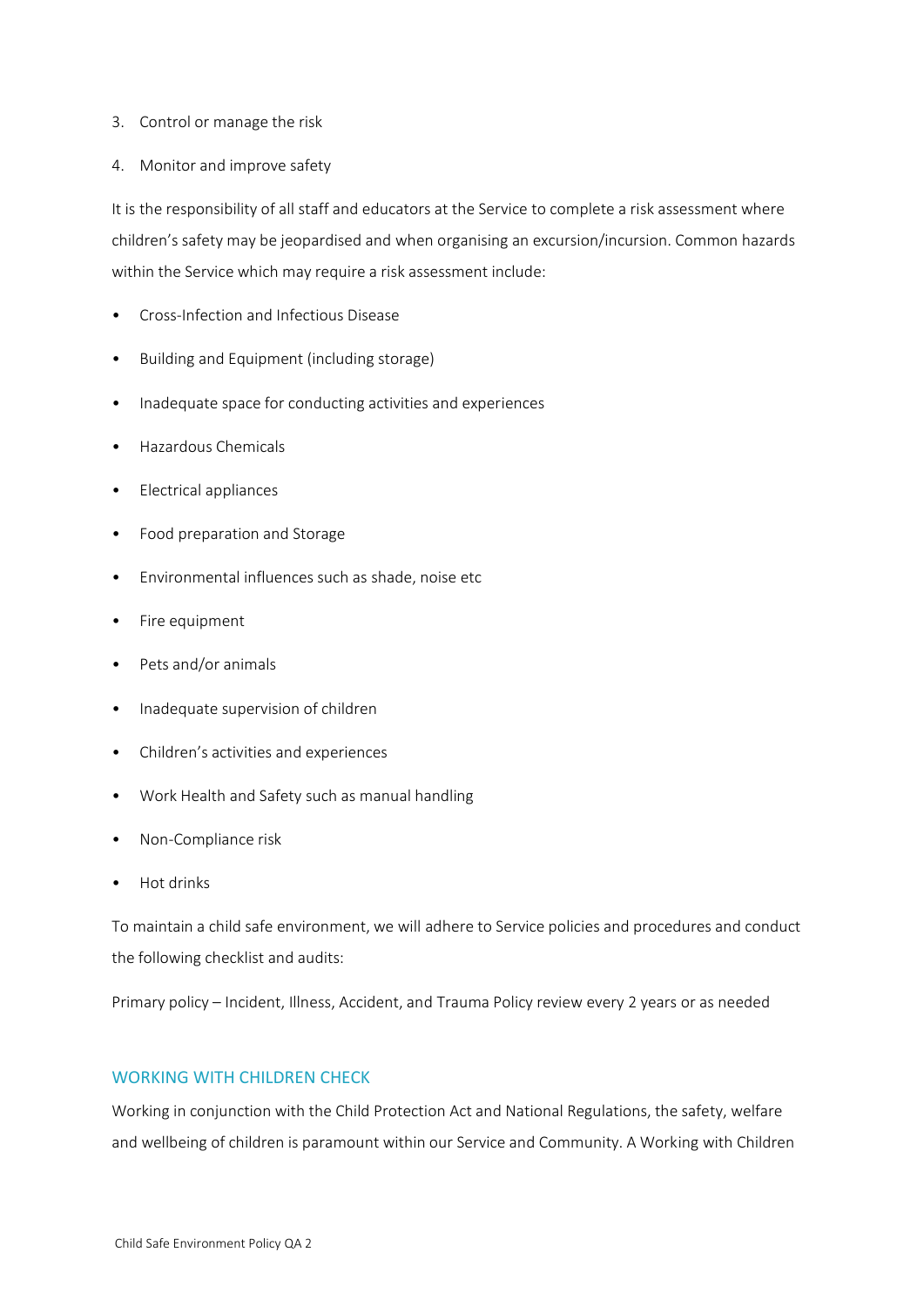3. Control or manage the risk
4. Monitor and improve safety

It is the responsibility of all staff and educators at the Service to complete a risk assessment where children's safety may be jeopardised and when organising an excursion/incursion. Common hazards within the Service which may require a risk assessment include:

- Cross-Infection and Infectious Disease
- Building and Equipment (including storage)
- Inadequate space for conducting activities and experiences
- Hazardous Chemicals
- Electrical appliances
- Food preparation and Storage
- Environmental influences such as shade, noise etc
- Fire equipment
- Pets and/or animals
- Inadequate supervision of children
- Children's activities and experiences
- Work Health and Safety such as manual handling
- Non-Compliance risk
- Hot drinks

To maintain a child safe environment, we will adhere to Service policies and procedures and conduct the following checklist and audits:

Primary policy – Incident, Illness, Accident, and Trauma Policy review every 2 years or as needed

## WORKING WITH CHILDREN CHECK

Working in conjunction with the Child Protection Act and National Regulations, the safety, welfare and wellbeing of children is paramount within our Service and Community. A Working with Children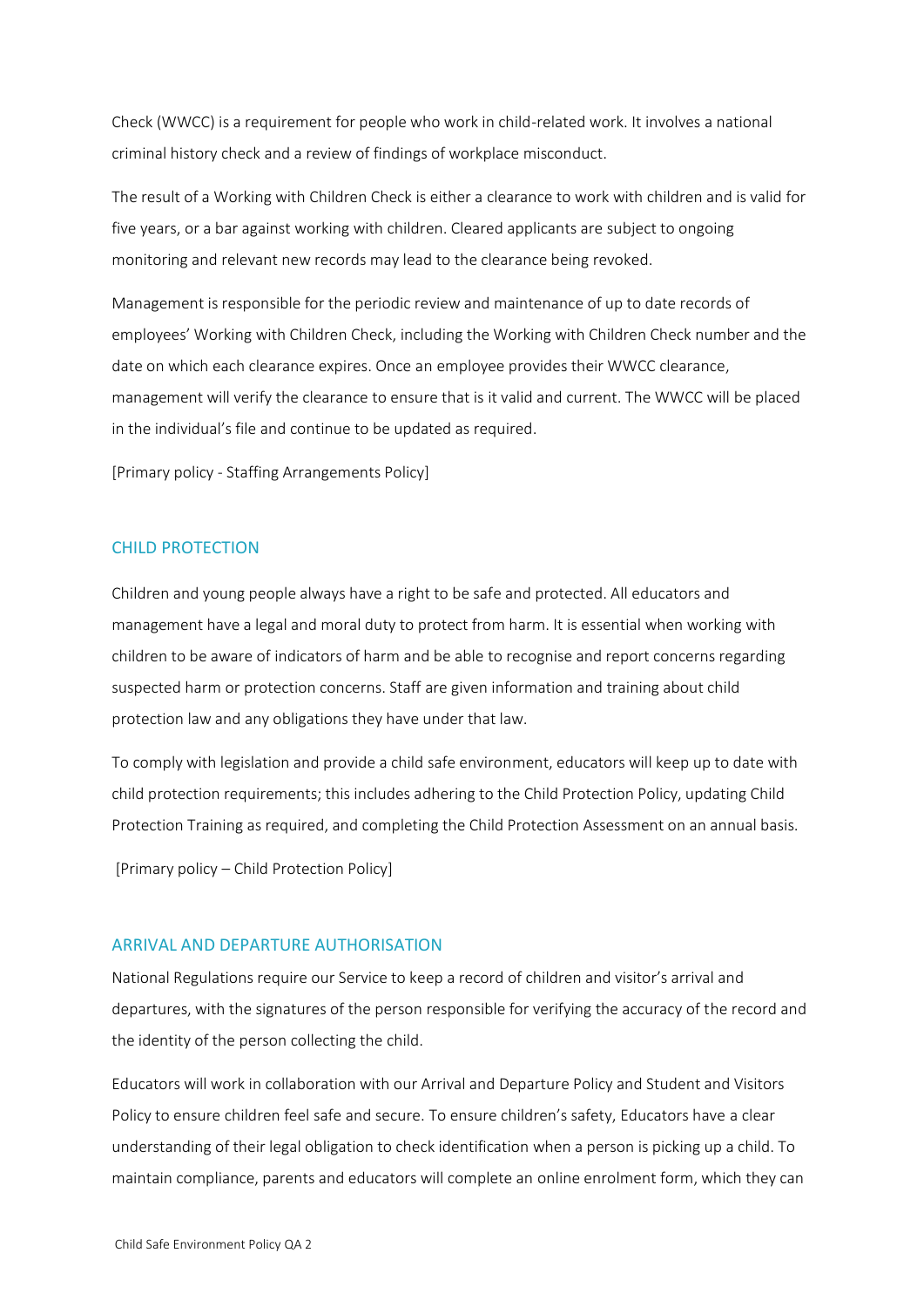Check (WWCC) is a requirement for people who work in child-related work. It involves a national criminal history check and a review of findings of workplace misconduct.

The result of a Working with Children Check is either a clearance to work with children and is valid for five years, or a bar against working with children. Cleared applicants are subject to ongoing monitoring and relevant new records may lead to the clearance being revoked.

Management is responsible for the periodic review and maintenance of up to date records of employees' Working with Children Check, including the Working with Children Check number and the date on which each clearance expires. Once an employee provides their WWCC clearance, management will verify the clearance to ensure that is it valid and current. The WWCC will be placed in the individual's file and continue to be updated as required.

[Primary policy - Staffing Arrangements Policy]

## CHILD PROTECTION

Children and young people always have a right to be safe and protected. All educators and management have a legal and moral duty to protect from harm. It is essential when working with children to be aware of indicators of harm and be able to recognise and report concerns regarding suspected harm or protection concerns. Staff are given information and training about child protection law and any obligations they have under that law.

To comply with legislation and provide a child safe environment, educators will keep up to date with child protection requirements; this includes adhering to the Child Protection Policy, updating Child Protection Training as required, and completing the Child Protection Assessment on an annual basis.

[Primary policy – Child Protection Policy]

## ARRIVAL AND DEPARTURE AUTHORISATION

National Regulations require our Service to keep a record of children and visitor's arrival and departures, with the signatures of the person responsible for verifying the accuracy of the record and the identity of the person collecting the child.

Educators will work in collaboration with our Arrival and Departure Policy and Student and Visitors Policy to ensure children feel safe and secure. To ensure children's safety, Educators have a clear understanding of their legal obligation to check identification when a person is picking up a child. To maintain compliance, parents and educators will complete an online enrolment form, which they can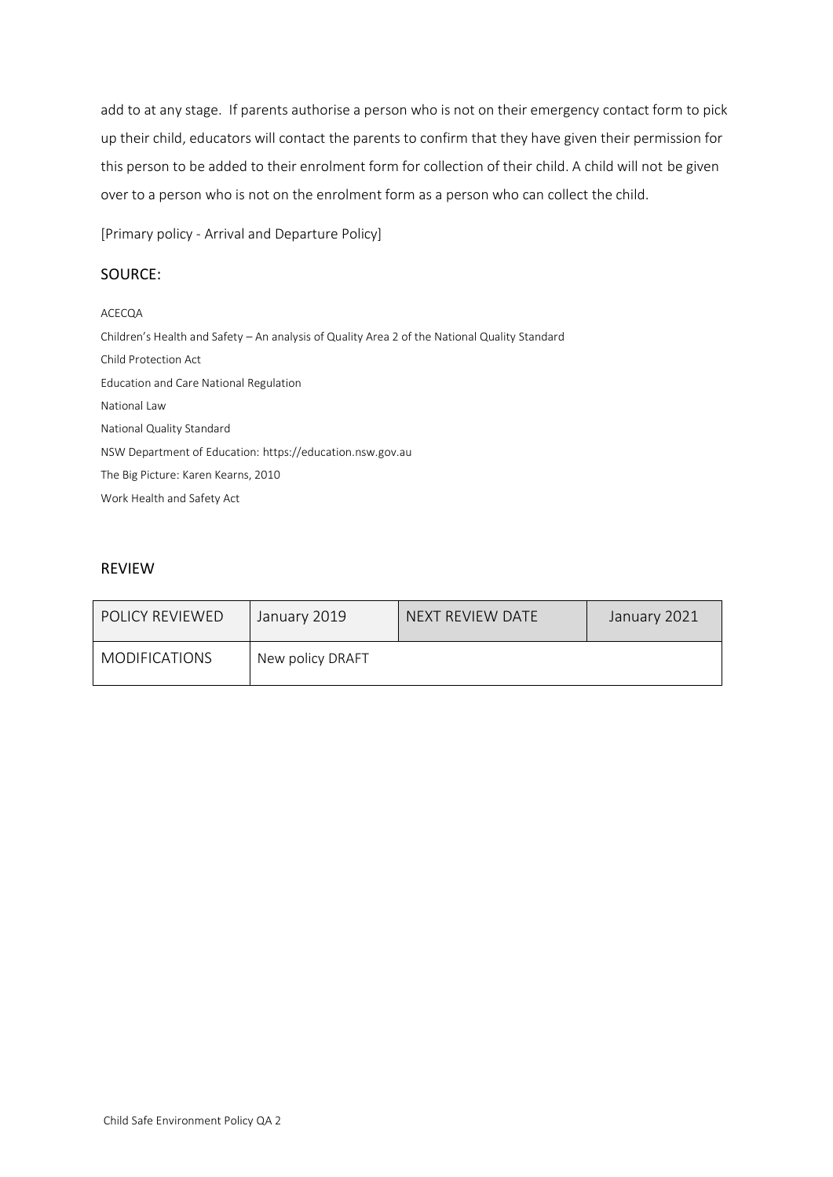add to at any stage. If parents authorise a person who is not on their emergency contact form to pick up their child, educators will contact the parents to confirm that they have given their permission for this person to be added to their enrolment form for collection of their child. A child will not be given over to a person who is not on the enrolment form as a person who can collect the child.

[Primary policy - Arrival and Departure Policy]

## SOURCE:

ACECQA

Children's Health and Safety – An analysis of Quality Area 2 of the National Quality Standard

Child Protection Act

Education and Care National Regulation

National Law

National Quality Standard

NSW Department of Education: https://education.nsw.gov.au

The Big Picture: Karen Kearns, 2010

Work Health and Safety Act

## REVIEW

| | | | |
|---|---|---|---|
| POLICY REVIEWED | January 2019 | NEXT REVIEW DATE | January 2021 |
| MODIFICATIONS | New policy DRAFT | | |